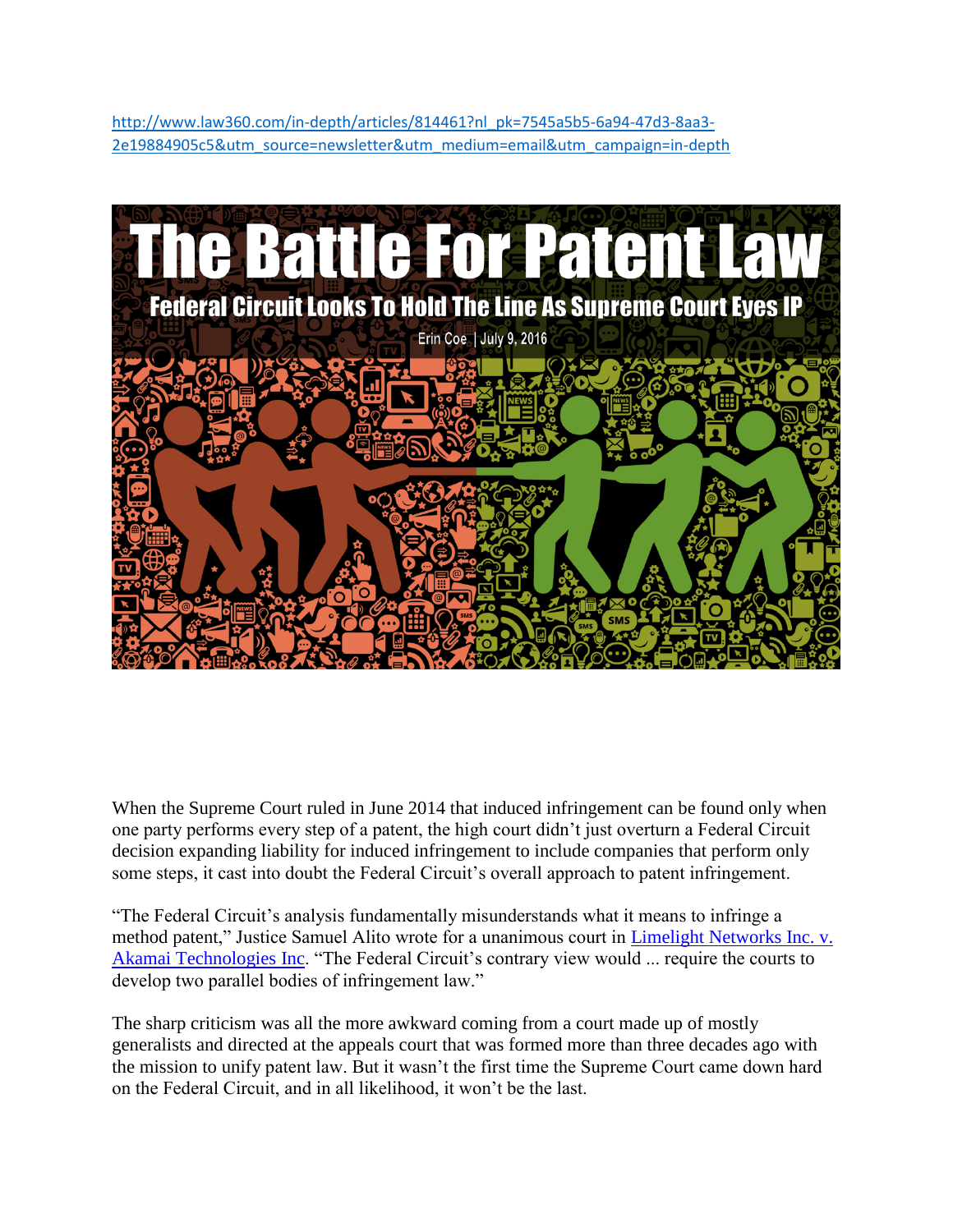http://www.law360.com/in-depth/articles/814461?nl_pk=7545a5b5-6a94-47d3-8aa3-2e19884905c5&utm_source=newsletter&utm_medium=email&utm_campaign=in-depth

# The Battle For Patent Law

## Federal Circuit Looks To Hold The Line As Supreme Court Eyes IP

Erin Coe | July 9, 2016

When the Supreme Court ruled in June 2014 that induced infringement can be found only when one party performs every step of a patent, the high court didn't just overturn a Federal Circuit decision expanding liability for induced infringement to include companies that perform only some steps, it cast into doubt the Federal Circuit's overall approach to patent infringement.

"The Federal Circuit's analysis fundamentally misunderstands what it means to infringe a method patent," Justice Samuel Alito wrote for a unanimous court in Limelight Networks Inc. v. Akamai Technologies Inc. "The Federal Circuit's contrary view would ... require the courts to develop two parallel bodies of infringement law."

The sharp criticism was all the more awkward coming from a court made up of mostly generalists and directed at the appeals court that was formed more than three decades ago with the mission to unify patent law. But it wasn't the first time the Supreme Court came down hard on the Federal Circuit, and in all likelihood, it won't be the last.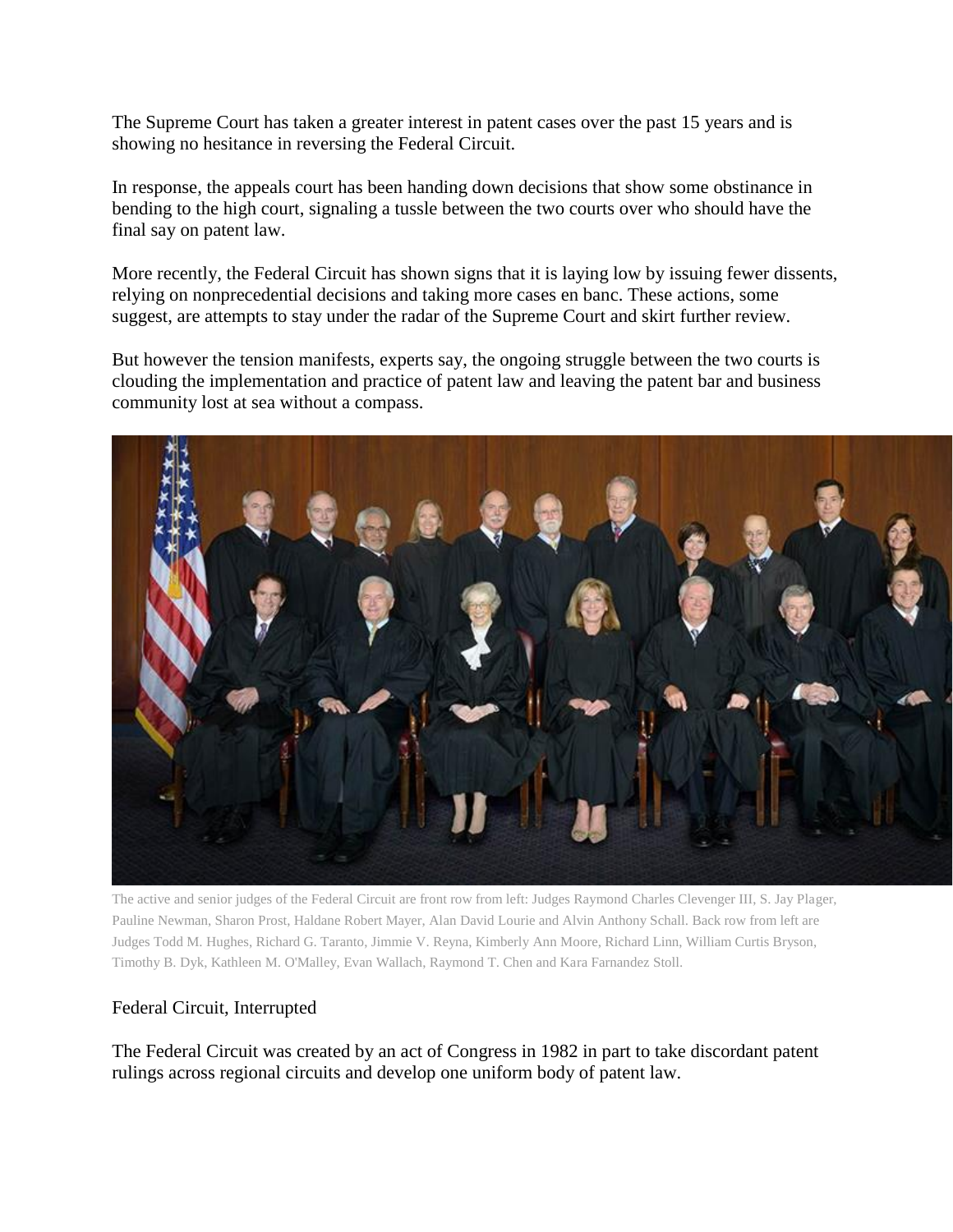The Supreme Court has taken a greater interest in patent cases over the past 15 years and is showing no hesitance in reversing the Federal Circuit.

In response, the appeals court has been handing down decisions that show some obstinance in bending to the high court, signaling a tussle between the two courts over who should have the final say on patent law.

More recently, the Federal Circuit has shown signs that it is laying low by issuing fewer dissents, relying on nonprecedential decisions and taking more cases en banc. These actions, some suggest, are attempts to stay under the radar of the Supreme Court and skirt further review.

But however the tension manifests, experts say, the ongoing struggle between the two courts is clouding the implementation and practice of patent law and leaving the patent bar and business community lost at sea without a compass.

The active and senior judges of the Federal Circuit are front row from left: Judges Raymond Charles Clevenger III, S. Jay Plager, Pauline Newman, Sharon Prost, Haldane Robert Mayer, Alan David Lourie and Alvin Anthony Schall. Back row from left are Judges Todd M. Hughes, Richard G. Taranto, Jimmie V. Reyna, Kimberly Ann Moore, Richard Linn, William Curtis Bryson, Timothy B. Dyk, Kathleen M. O'Malley, Evan Wallach, Raymond T. Chen and Kara Farnandez Stoll.

## Federal Circuit, Interrupted

The Federal Circuit was created by an act of Congress in 1982 in part to take discordant patent rulings across regional circuits and develop one uniform body of patent law.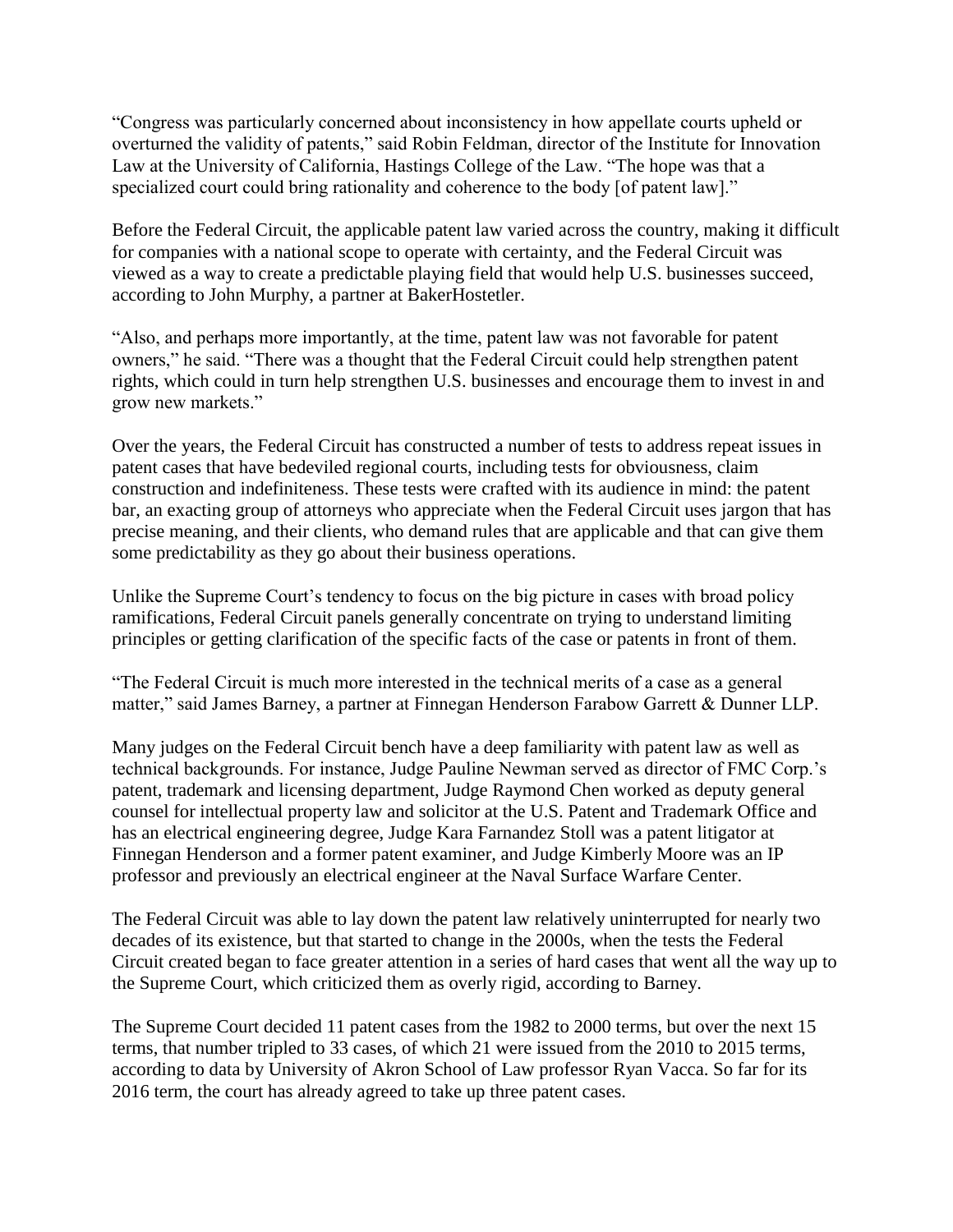"Congress was particularly concerned about inconsistency in how appellate courts upheld or overturned the validity of patents," said Robin Feldman, director of the Institute for Innovation Law at the University of California, Hastings College of the Law. "The hope was that a specialized court could bring rationality and coherence to the body [of patent law]."

Before the Federal Circuit, the applicable patent law varied across the country, making it difficult for companies with a national scope to operate with certainty, and the Federal Circuit was viewed as a way to create a predictable playing field that would help U.S. businesses succeed, according to John Murphy, a partner at BakerHostetler.

"Also, and perhaps more importantly, at the time, patent law was not favorable for patent owners," he said. "There was a thought that the Federal Circuit could help strengthen patent rights, which could in turn help strengthen U.S. businesses and encourage them to invest in and grow new markets."

Over the years, the Federal Circuit has constructed a number of tests to address repeat issues in patent cases that have bedeviled regional courts, including tests for obviousness, claim construction and indefiniteness. These tests were crafted with its audience in mind: the patent bar, an exacting group of attorneys who appreciate when the Federal Circuit uses jargon that has precise meaning, and their clients, who demand rules that are applicable and that can give them some predictability as they go about their business operations.

Unlike the Supreme Court's tendency to focus on the big picture in cases with broad policy ramifications, Federal Circuit panels generally concentrate on trying to understand limiting principles or getting clarification of the specific facts of the case or patents in front of them.

"The Federal Circuit is much more interested in the technical merits of a case as a general matter," said James Barney, a partner at Finnegan Henderson Farabow Garrett & Dunner LLP.

Many judges on the Federal Circuit bench have a deep familiarity with patent law as well as technical backgrounds. For instance, Judge Pauline Newman served as director of FMC Corp.'s patent, trademark and licensing department, Judge Raymond Chen worked as deputy general counsel for intellectual property law and solicitor at the U.S. Patent and Trademark Office and has an electrical engineering degree, Judge Kara Farnandez Stoll was a patent litigator at Finnegan Henderson and a former patent examiner, and Judge Kimberly Moore was an IP professor and previously an electrical engineer at the Naval Surface Warfare Center.

The Federal Circuit was able to lay down the patent law relatively uninterrupted for nearly two decades of its existence, but that started to change in the 2000s, when the tests the Federal Circuit created began to face greater attention in a series of hard cases that went all the way up to the Supreme Court, which criticized them as overly rigid, according to Barney.

The Supreme Court decided 11 patent cases from the 1982 to 2000 terms, but over the next 15 terms, that number tripled to 33 cases, of which 21 were issued from the 2010 to 2015 terms, according to data by University of Akron School of Law professor Ryan Vacca. So far for its 2016 term, the court has already agreed to take up three patent cases.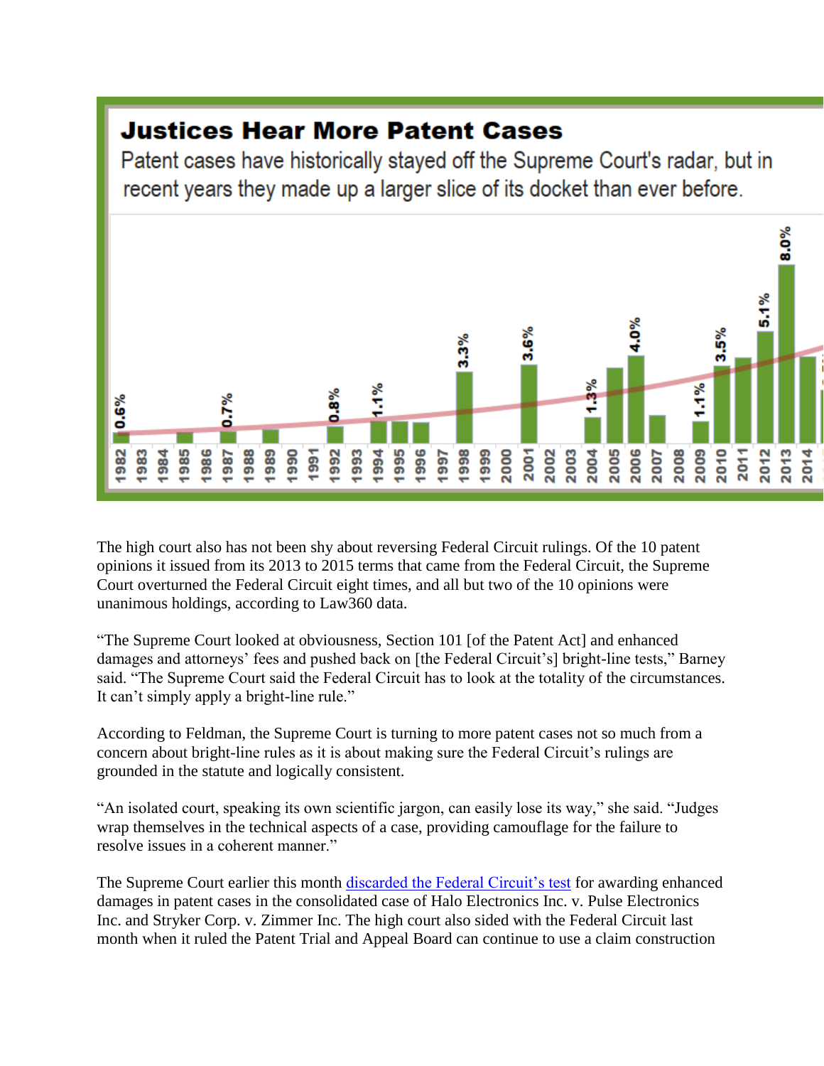**Justices Hear More Patent Cases**

Patent cases have historically stayed off the Supreme Court's radar, but in recent years they made up a larger slice of its docket than ever before.

The high court also has not been shy about reversing Federal Circuit rulings. Of the 10 patent opinions it issued from its 2013 to 2015 terms that came from the Federal Circuit, the Supreme Court overturned the Federal Circuit eight times, and all but two of the 10 opinions were unanimous holdings, according to Law360 data.

"The Supreme Court looked at obviousness, Section 101 [of the Patent Act] and enhanced damages and attorneys' fees and pushed back on [the Federal Circuit's] bright-line tests," Barney said. "The Supreme Court said the Federal Circuit has to look at the totality of the circumstances. It can't simply apply a bright-line rule."

According to Feldman, the Supreme Court is turning to more patent cases not so much from a concern about bright-line rules as it is about making sure the Federal Circuit's rulings are grounded in the statute and logically consistent.

"An isolated court, speaking its own scientific jargon, can easily lose its way," she said. "Judges wrap themselves in the technical aspects of a case, providing camouflage for the failure to resolve issues in a coherent manner."

The Supreme Court earlier this month discarded the Federal Circuit's test for awarding enhanced damages in patent cases in the consolidated case of Halo Electronics Inc. v. Pulse Electronics Inc. and Stryker Corp. v. Zimmer Inc. The high court also sided with the Federal Circuit last month when it ruled the Patent Trial and Appeal Board can continue to use a claim construction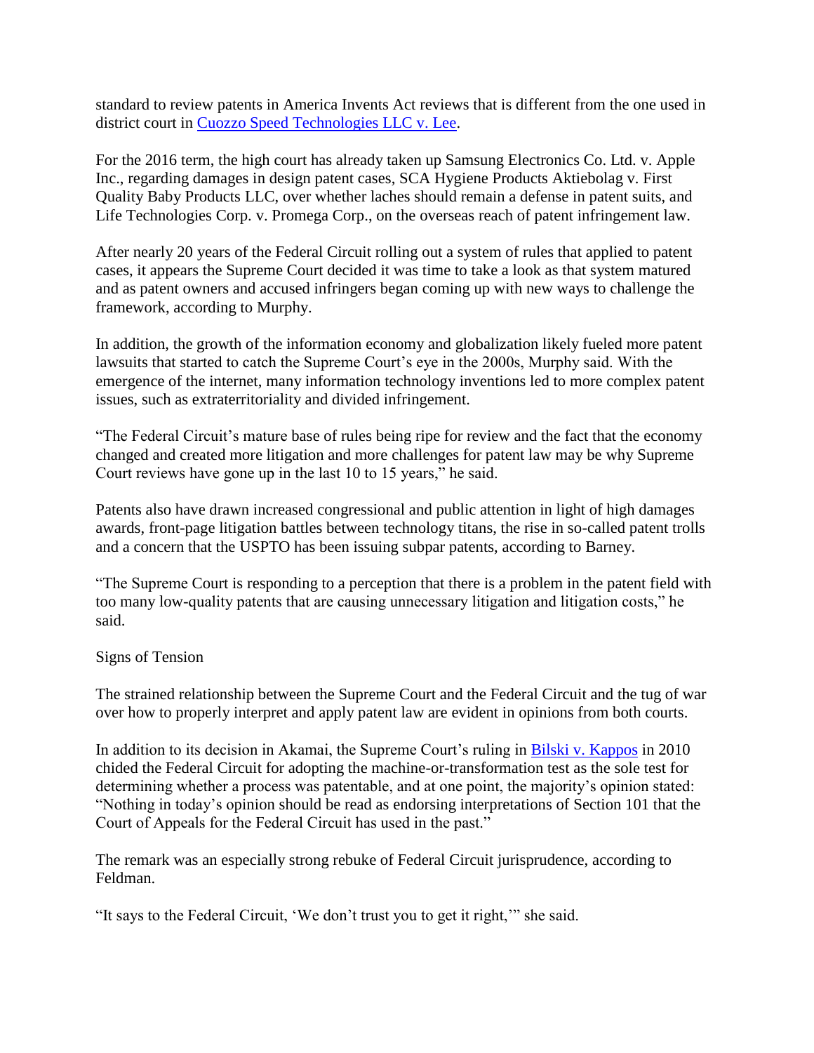standard to review patents in America Invents Act reviews that is different from the one used in district court in [Cuozzo Speed Technologies LLC v. Lee](#).

For the 2016 term, the high court has already taken up Samsung Electronics Co. Ltd. v. Apple Inc., regarding damages in design patent cases, SCA Hygiene Products Aktiebolag v. First Quality Baby Products LLC, over whether laches should remain a defense in patent suits, and Life Technologies Corp. v. Promega Corp., on the overseas reach of patent infringement law.

After nearly 20 years of the Federal Circuit rolling out a system of rules that applied to patent cases, it appears the Supreme Court decided it was time to take a look as that system matured and as patent owners and accused infringers began coming up with new ways to challenge the framework, according to Murphy.

In addition, the growth of the information economy and globalization likely fueled more patent lawsuits that started to catch the Supreme Court's eye in the 2000s, Murphy said. With the emergence of the internet, many information technology inventions led to more complex patent issues, such as extraterritoriality and divided infringement.

"The Federal Circuit's mature base of rules being ripe for review and the fact that the economy changed and created more litigation and more challenges for patent law may be why Supreme Court reviews have gone up in the last 10 to 15 years," he said.

Patents also have drawn increased congressional and public attention in light of high damages awards, front-page litigation battles between technology titans, the rise in so-called patent trolls and a concern that the USPTO has been issuing subpar patents, according to Barney.

"The Supreme Court is responding to a perception that there is a problem in the patent field with too many low-quality patents that are causing unnecessary litigation and litigation costs," he said.

Signs of Tension

The strained relationship between the Supreme Court and the Federal Circuit and the tug of war over how to properly interpret and apply patent law are evident in opinions from both courts.

In addition to its decision in Akamai, the Supreme Court's ruling in [Bilski v. Kappos](#) in 2010 chided the Federal Circuit for adopting the machine-or-transformation test as the sole test for determining whether a process was patentable, and at one point, the majority's opinion stated: "Nothing in today's opinion should be read as endorsing interpretations of Section 101 that the Court of Appeals for the Federal Circuit has used in the past."

The remark was an especially strong rebuke of Federal Circuit jurisprudence, according to Feldman.

"It says to the Federal Circuit, 'We don't trust you to get it right,'" she said.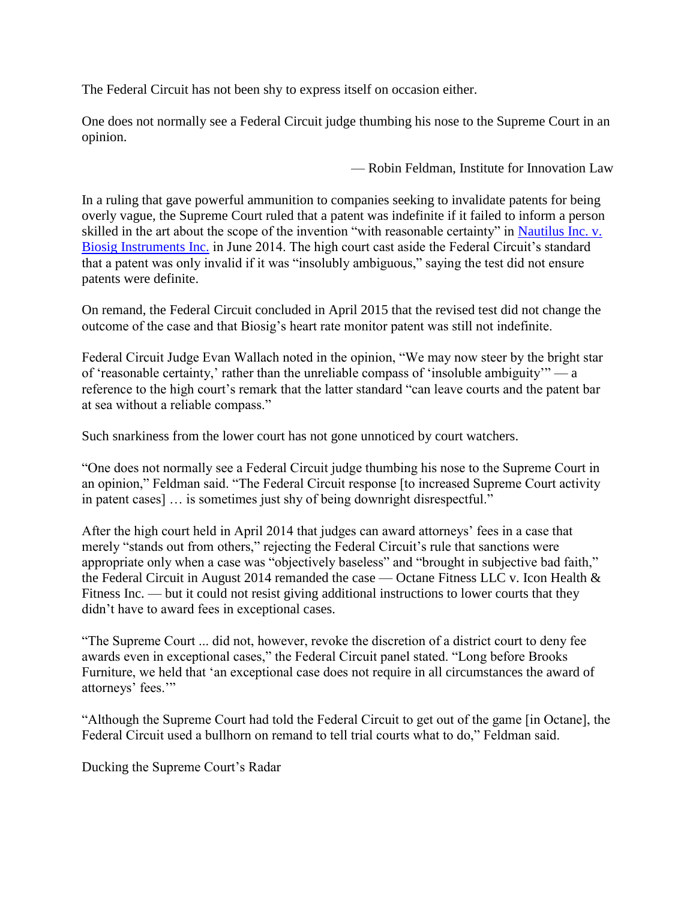The Federal Circuit has not been shy to express itself on occasion either.

> One does not normally see a Federal Circuit judge thumbing his nose to the Supreme Court in an opinion.
>
> — Robin Feldman, Institute for Innovation Law

In a ruling that gave powerful ammunition to companies seeking to invalidate patents for being overly vague, the Supreme Court ruled that a patent was indefinite if it failed to inform a person skilled in the art about the scope of the invention "with reasonable certainty" in Nautilus Inc. v. Biosig Instruments Inc. in June 2014. The high court cast aside the Federal Circuit's standard that a patent was only invalid if it was "insolubly ambiguous," saying the test did not ensure patents were definite.

On remand, the Federal Circuit concluded in April 2015 that the revised test did not change the outcome of the case and that Biosig's heart rate monitor patent was still not indefinite.

Federal Circuit Judge Evan Wallach noted in the opinion, "We may now steer by the bright star of 'reasonable certainty,' rather than the unreliable compass of 'insoluble ambiguity'" — a reference to the high court's remark that the latter standard "can leave courts and the patent bar at sea without a reliable compass."

Such snarkiness from the lower court has not gone unnoticed by court watchers.

"One does not normally see a Federal Circuit judge thumbing his nose to the Supreme Court in an opinion," Feldman said. "The Federal Circuit response [to increased Supreme Court activity in patent cases] … is sometimes just shy of being downright disrespectful."

After the high court held in April 2014 that judges can award attorneys' fees in a case that merely "stands out from others," rejecting the Federal Circuit's rule that sanctions were appropriate only when a case was "objectively baseless" and "brought in subjective bad faith," the Federal Circuit in August 2014 remanded the case — Octane Fitness LLC v. Icon Health & Fitness Inc. — but it could not resist giving additional instructions to lower courts that they didn't have to award fees in exceptional cases.

"The Supreme Court ... did not, however, revoke the discretion of a district court to deny fee awards even in exceptional cases," the Federal Circuit panel stated. "Long before Brooks Furniture, we held that 'an exceptional case does not require in all circumstances the award of attorneys' fees.'"

"Although the Supreme Court had told the Federal Circuit to get out of the game [in Octane], the Federal Circuit used a bullhorn on remand to tell trial courts what to do," Feldman said.

## Ducking the Supreme Court's Radar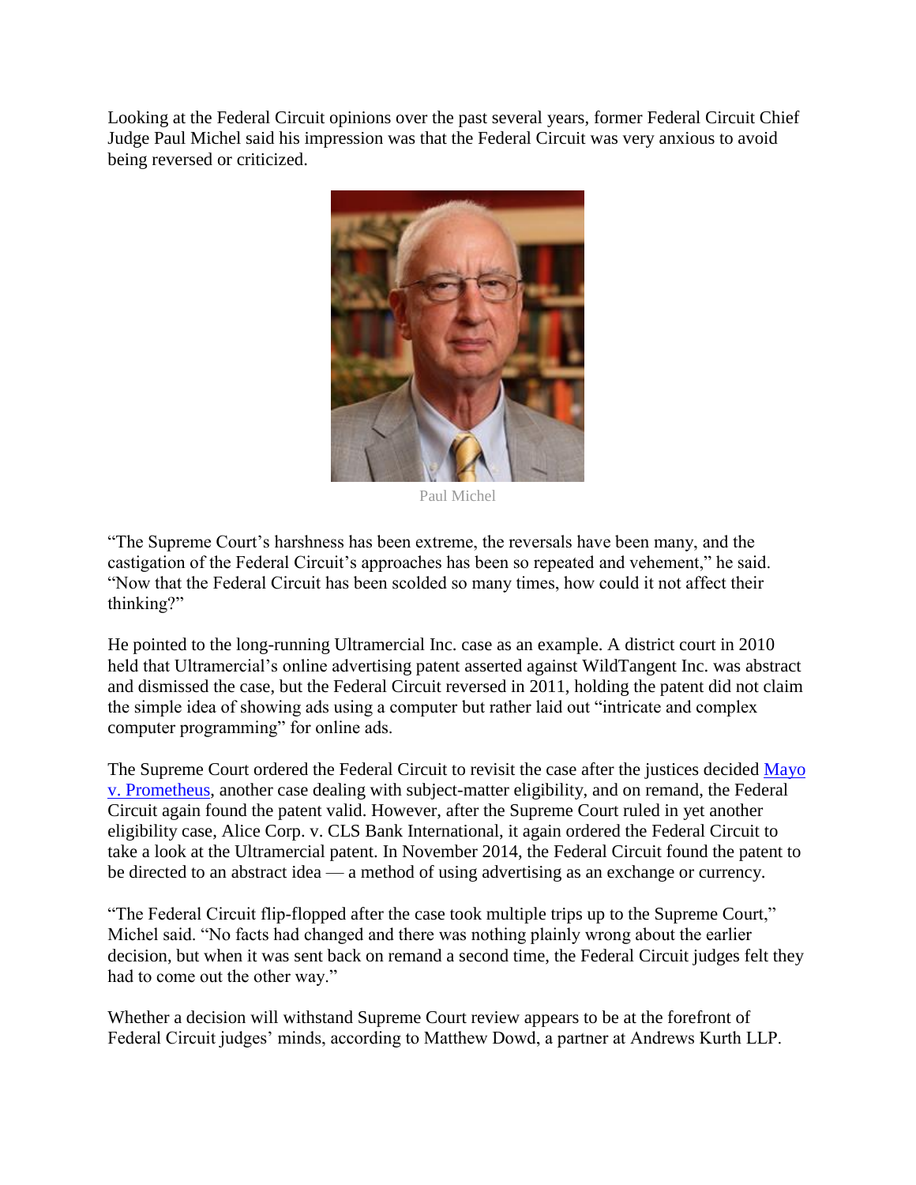Looking at the Federal Circuit opinions over the past several years, former Federal Circuit Chief Judge Paul Michel said his impression was that the Federal Circuit was very anxious to avoid being reversed or criticized.

Paul Michel

"The Supreme Court's harshness has been extreme, the reversals have been many, and the castigation of the Federal Circuit's approaches has been so repeated and vehement," he said. "Now that the Federal Circuit has been scolded so many times, how could it not affect their thinking?"

He pointed to the long-running Ultramercial Inc. case as an example. A district court in 2010 held that Ultramercial's online advertising patent asserted against WildTangent Inc. was abstract and dismissed the case, but the Federal Circuit reversed in 2011, holding the patent did not claim the simple idea of showing ads using a computer but rather laid out "intricate and complex computer programming" for online ads.

The Supreme Court ordered the Federal Circuit to revisit the case after the justices decided [Mayo v. Prometheus](), another case dealing with subject-matter eligibility, and on remand, the Federal Circuit again found the patent valid. However, after the Supreme Court ruled in yet another eligibility case, Alice Corp. v. CLS Bank International, it again ordered the Federal Circuit to take a look at the Ultramercial patent. In November 2014, the Federal Circuit found the patent to be directed to an abstract idea — a method of using advertising as an exchange or currency.

"The Federal Circuit flip-flopped after the case took multiple trips up to the Supreme Court," Michel said. "No facts had changed and there was nothing plainly wrong about the earlier decision, but when it was sent back on remand a second time, the Federal Circuit judges felt they had to come out the other way."

Whether a decision will withstand Supreme Court review appears to be at the forefront of Federal Circuit judges' minds, according to Matthew Dowd, a partner at Andrews Kurth LLP.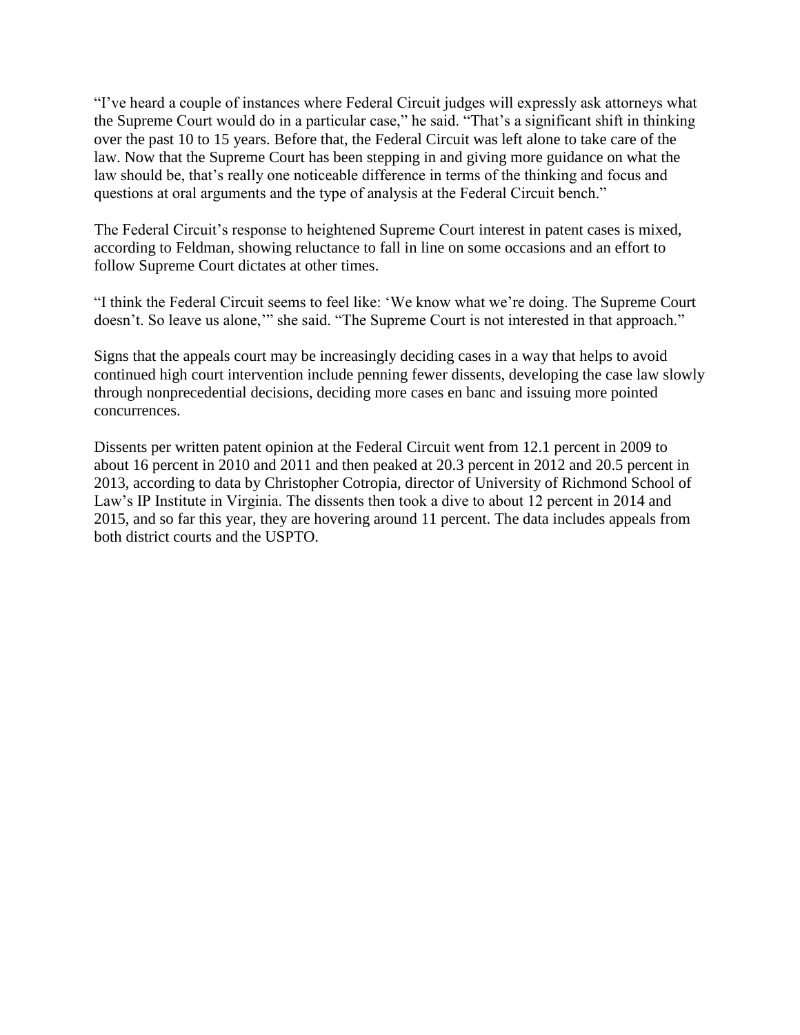"I've heard a couple of instances where Federal Circuit judges will expressly ask attorneys what the Supreme Court would do in a particular case," he said. "That's a significant shift in thinking over the past 10 to 15 years. Before that, the Federal Circuit was left alone to take care of the law. Now that the Supreme Court has been stepping in and giving more guidance on what the law should be, that's really one noticeable difference in terms of the thinking and focus and questions at oral arguments and the type of analysis at the Federal Circuit bench."

The Federal Circuit's response to heightened Supreme Court interest in patent cases is mixed, according to Feldman, showing reluctance to fall in line on some occasions and an effort to follow Supreme Court dictates at other times.

"I think the Federal Circuit seems to feel like: 'We know what we're doing. The Supreme Court doesn't. So leave us alone,'" she said. "The Supreme Court is not interested in that approach."

Signs that the appeals court may be increasingly deciding cases in a way that helps to avoid continued high court intervention include penning fewer dissents, developing the case law slowly through nonprecedential decisions, deciding more cases en banc and issuing more pointed concurrences.

Dissents per written patent opinion at the Federal Circuit went from 12.1 percent in 2009 to about 16 percent in 2010 and 2011 and then peaked at 20.3 percent in 2012 and 20.5 percent in 2013, according to data by Christopher Cotropia, director of University of Richmond School of Law's IP Institute in Virginia. The dissents then took a dive to about 12 percent in 2014 and 2015, and so far this year, they are hovering around 11 percent. The data includes appeals from both district courts and the USPTO.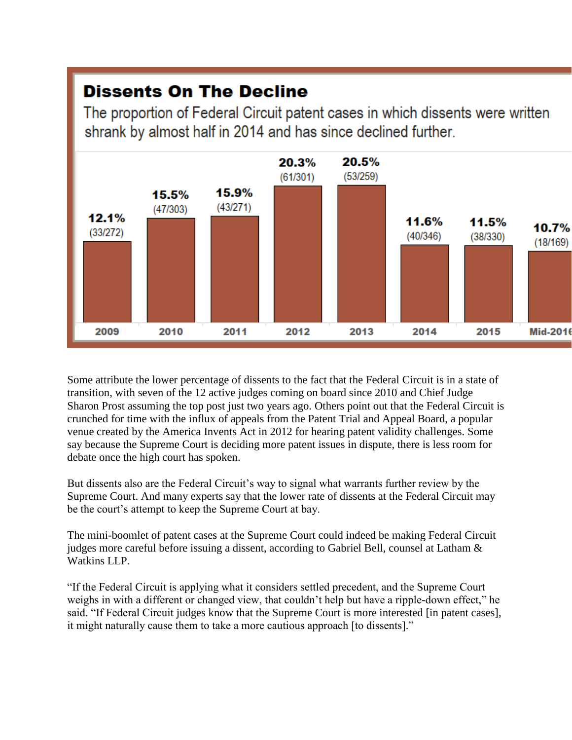## Dissents On The Decline

The proportion of Federal Circuit patent cases in which dissents were written shrank by almost half in 2014 and has since declined further.

| 2009 | 2010 | 2011 | 2012 | 2013 | 2014 | 2015 | Mid-2016 |
|---|---|---|---|---|---|---|---|
| 12.1% (33/272) | 15.5% (47/303) | 15.9% (43/271) | 20.3% (61/301) | 20.5% (53/259) | 11.6% (40/346) | 11.5% (38/330) | 10.7% (18/169) |

Some attribute the lower percentage of dissents to the fact that the Federal Circuit is in a state of transition, with seven of the 12 active judges coming on board since 2010 and Chief Judge Sharon Prost assuming the top post just two years ago. Others point out that the Federal Circuit is crunched for time with the influx of appeals from the Patent Trial and Appeal Board, a popular venue created by the America Invents Act in 2012 for hearing patent validity challenges. Some say because the Supreme Court is deciding more patent issues in dispute, there is less room for debate once the high court has spoken.

But dissents also are the Federal Circuit's way to signal what warrants further review by the Supreme Court. And many experts say that the lower rate of dissents at the Federal Circuit may be the court's attempt to keep the Supreme Court at bay.

The mini-boomlet of patent cases at the Supreme Court could indeed be making Federal Circuit judges more careful before issuing a dissent, according to Gabriel Bell, counsel at Latham & Watkins LLP.

"If the Federal Circuit is applying what it considers settled precedent, and the Supreme Court weighs in with a different or changed view, that couldn't help but have a ripple-down effect," he said. "If Federal Circuit judges know that the Supreme Court is more interested [in patent cases], it might naturally cause them to take a more cautious approach [to dissents]."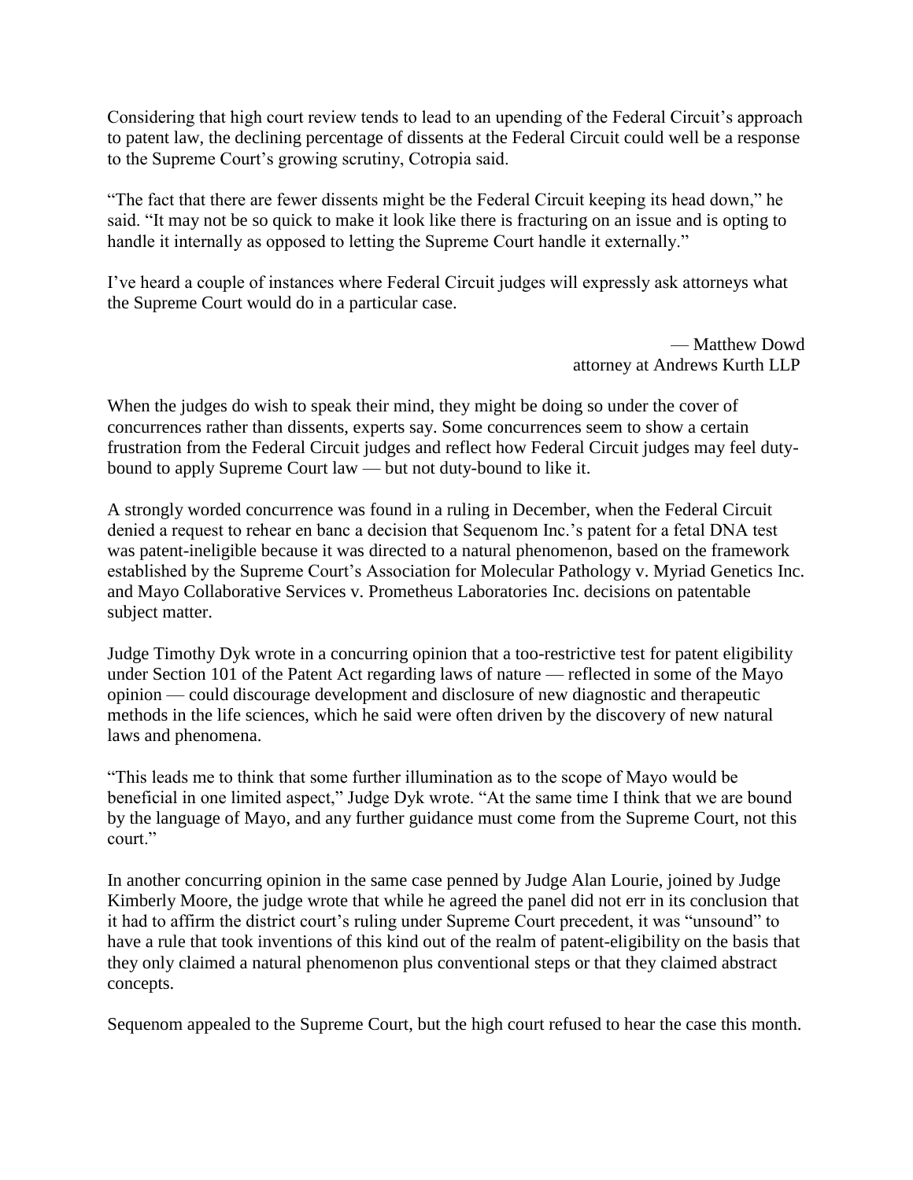Considering that high court review tends to lead to an upending of the Federal Circuit's approach to patent law, the declining percentage of dissents at the Federal Circuit could well be a response to the Supreme Court's growing scrutiny, Cotropia said.

"The fact that there are fewer dissents might be the Federal Circuit keeping its head down," he said. "It may not be so quick to make it look like there is fracturing on an issue and is opting to handle it internally as opposed to letting the Supreme Court handle it externally."

I've heard a couple of instances where Federal Circuit judges will expressly ask attorneys what the Supreme Court would do in a particular case.

— Matthew Dowd
attorney at Andrews Kurth LLP

When the judges do wish to speak their mind, they might be doing so under the cover of concurrences rather than dissents, experts say. Some concurrences seem to show a certain frustration from the Federal Circuit judges and reflect how Federal Circuit judges may feel duty-bound to apply Supreme Court law — but not duty-bound to like it.

A strongly worded concurrence was found in a ruling in December, when the Federal Circuit denied a request to rehear en banc a decision that Sequenom Inc.'s patent for a fetal DNA test was patent-ineligible because it was directed to a natural phenomenon, based on the framework established by the Supreme Court's Association for Molecular Pathology v. Myriad Genetics Inc. and Mayo Collaborative Services v. Prometheus Laboratories Inc. decisions on patentable subject matter.

Judge Timothy Dyk wrote in a concurring opinion that a too-restrictive test for patent eligibility under Section 101 of the Patent Act regarding laws of nature — reflected in some of the Mayo opinion — could discourage development and disclosure of new diagnostic and therapeutic methods in the life sciences, which he said were often driven by the discovery of new natural laws and phenomena.

"This leads me to think that some further illumination as to the scope of Mayo would be beneficial in one limited aspect," Judge Dyk wrote. "At the same time I think that we are bound by the language of Mayo, and any further guidance must come from the Supreme Court, not this court."

In another concurring opinion in the same case penned by Judge Alan Lourie, joined by Judge Kimberly Moore, the judge wrote that while he agreed the panel did not err in its conclusion that it had to affirm the district court's ruling under Supreme Court precedent, it was "unsound" to have a rule that took inventions of this kind out of the realm of patent-eligibility on the basis that they only claimed a natural phenomenon plus conventional steps or that they claimed abstract concepts.

Sequenom appealed to the Supreme Court, but the high court refused to hear the case this month.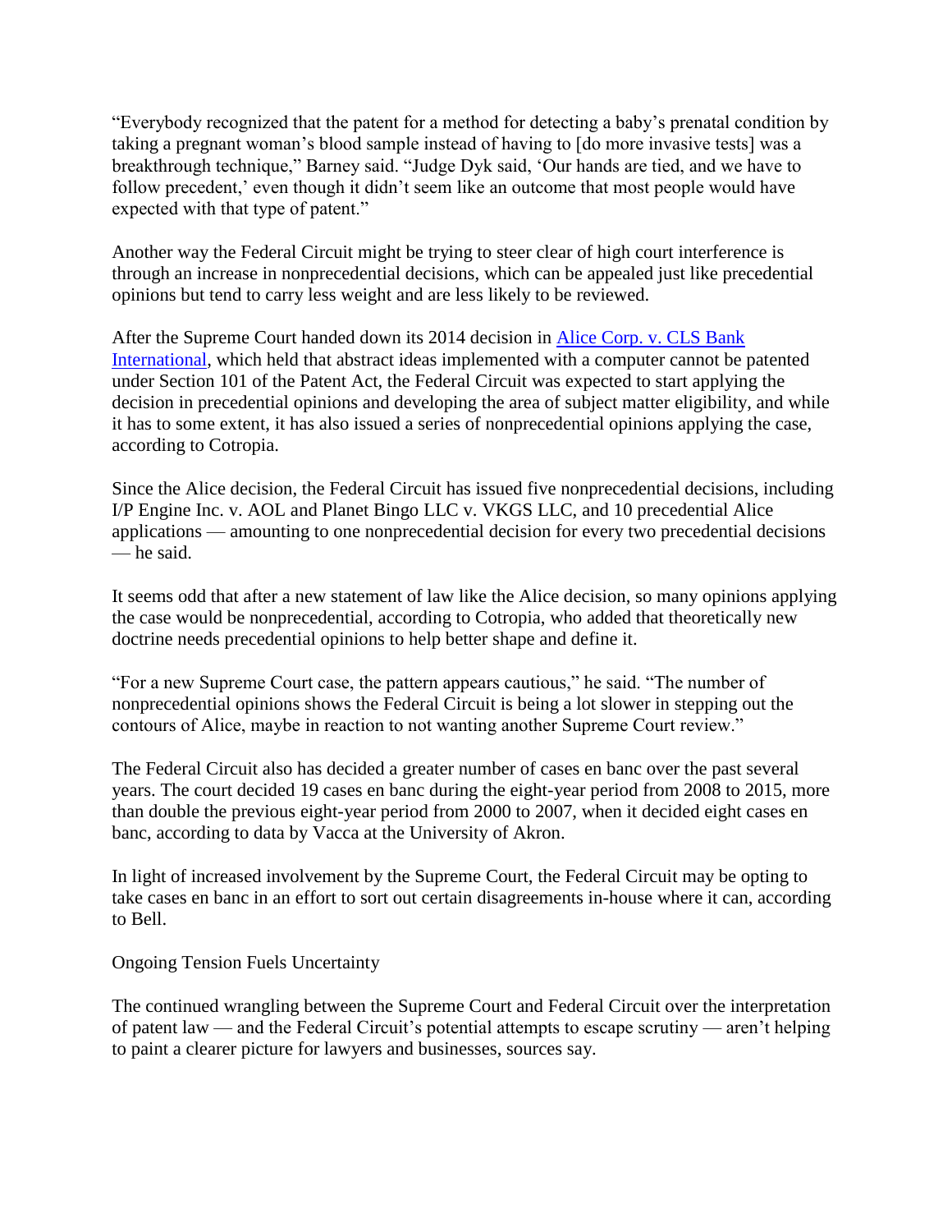“Everybody recognized that the patent for a method for detecting a baby’s prenatal condition by taking a pregnant woman’s blood sample instead of having to [do more invasive tests] was a breakthrough technique,” Barney said. “Judge Dyk said, ‘Our hands are tied, and we have to follow precedent,’ even though it didn’t seem like an outcome that most people would have expected with that type of patent.”

Another way the Federal Circuit might be trying to steer clear of high court interference is through an increase in nonprecedential decisions, which can be appealed just like precedential opinions but tend to carry less weight and are less likely to be reviewed.

After the Supreme Court handed down its 2014 decision in [Alice Corp. v. CLS Bank International](), which held that abstract ideas implemented with a computer cannot be patented under Section 101 of the Patent Act, the Federal Circuit was expected to start applying the decision in precedential opinions and developing the area of subject matter eligibility, and while it has to some extent, it has also issued a series of nonprecedential opinions applying the case, according to Cotropia.

Since the Alice decision, the Federal Circuit has issued five nonprecedential decisions, including I/P Engine Inc. v. AOL and Planet Bingo LLC v. VKGS LLC, and 10 precedential Alice applications — amounting to one nonprecedential decision for every two precedential decisions — he said.

It seems odd that after a new statement of law like the Alice decision, so many opinions applying the case would be nonprecedential, according to Cotropia, who added that theoretically new doctrine needs precedential opinions to help better shape and define it.

“For a new Supreme Court case, the pattern appears cautious,” he said. “The number of nonprecedential opinions shows the Federal Circuit is being a lot slower in stepping out the contours of Alice, maybe in reaction to not wanting another Supreme Court review.”

The Federal Circuit also has decided a greater number of cases en banc over the past several years. The court decided 19 cases en banc during the eight-year period from 2008 to 2015, more than double the previous eight-year period from 2000 to 2007, when it decided eight cases en banc, according to data by Vacca at the University of Akron.

In light of increased involvement by the Supreme Court, the Federal Circuit may be opting to take cases en banc in an effort to sort out certain disagreements in-house where it can, according to Bell.

## Ongoing Tension Fuels Uncertainty

The continued wrangling between the Supreme Court and Federal Circuit over the interpretation of patent law — and the Federal Circuit’s potential attempts to escape scrutiny — aren’t helping to paint a clearer picture for lawyers and businesses, sources say.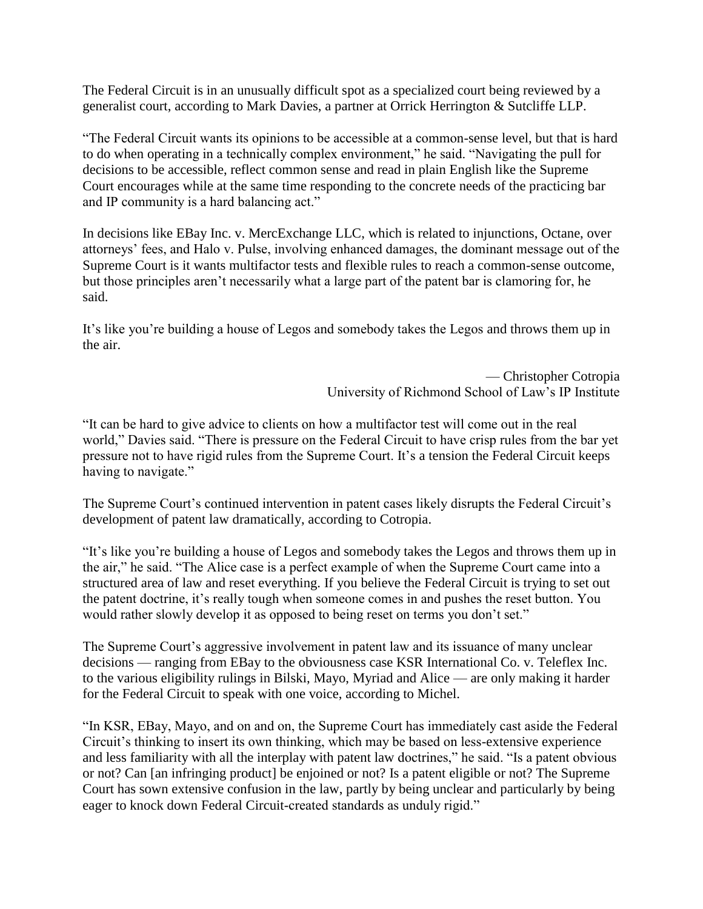The Federal Circuit is in an unusually difficult spot as a specialized court being reviewed by a generalist court, according to Mark Davies, a partner at Orrick Herrington & Sutcliffe LLP.

"The Federal Circuit wants its opinions to be accessible at a common-sense level, but that is hard to do when operating in a technically complex environment," he said. "Navigating the pull for decisions to be accessible, reflect common sense and read in plain English like the Supreme Court encourages while at the same time responding to the concrete needs of the practicing bar and IP community is a hard balancing act."

In decisions like EBay Inc. v. MercExchange LLC, which is related to injunctions, Octane, over attorneys' fees, and Halo v. Pulse, involving enhanced damages, the dominant message out of the Supreme Court is it wants multifactor tests and flexible rules to reach a common-sense outcome, but those principles aren't necessarily what a large part of the patent bar is clamoring for, he said.

> It's like you're building a house of Legos and somebody takes the Legos and throws them up in the air.
>
> — Christopher Cotropia
> University of Richmond School of Law's IP Institute

"It can be hard to give advice to clients on how a multifactor test will come out in the real world," Davies said. "There is pressure on the Federal Circuit to have crisp rules from the bar yet pressure not to have rigid rules from the Supreme Court. It's a tension the Federal Circuit keeps having to navigate."

The Supreme Court's continued intervention in patent cases likely disrupts the Federal Circuit's development of patent law dramatically, according to Cotropia.

"It's like you're building a house of Legos and somebody takes the Legos and throws them up in the air," he said. "The Alice case is a perfect example of when the Supreme Court came into a structured area of law and reset everything. If you believe the Federal Circuit is trying to set out the patent doctrine, it's really tough when someone comes in and pushes the reset button. You would rather slowly develop it as opposed to being reset on terms you don't set."

The Supreme Court's aggressive involvement in patent law and its issuance of many unclear decisions — ranging from EBay to the obviousness case KSR International Co. v. Teleflex Inc. to the various eligibility rulings in Bilski, Mayo, Myriad and Alice — are only making it harder for the Federal Circuit to speak with one voice, according to Michel.

"In KSR, EBay, Mayo, and on and on, the Supreme Court has immediately cast aside the Federal Circuit's thinking to insert its own thinking, which may be based on less-extensive experience and less familiarity with all the interplay with patent law doctrines," he said. "Is a patent obvious or not? Can [an infringing product] be enjoined or not? Is a patent eligible or not? The Supreme Court has sown extensive confusion in the law, partly by being unclear and particularly by being eager to knock down Federal Circuit-created standards as unduly rigid."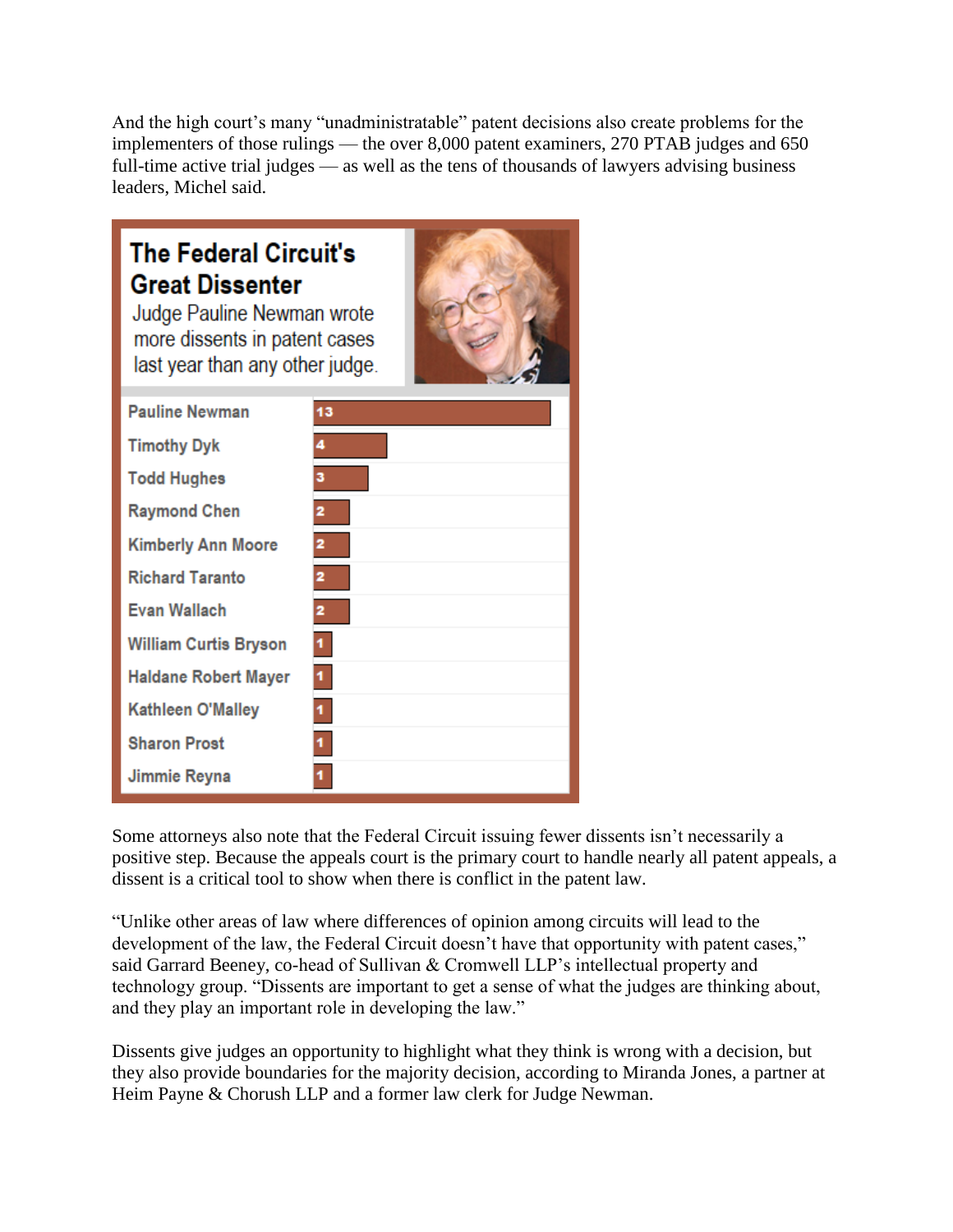And the high court's many "unadministratable" patent decisions also create problems for the implementers of those rulings — the over 8,000 patent examiners, 270 PTAB judges and 650 full-time active trial judges — as well as the tens of thousands of lawyers advising business leaders, Michel said.

**The Federal Circuit's Great Dissenter**

Judge Pauline Newman wrote more dissents in patent cases last year than any other judge.

| Judge | Dissents |
|---|---|
| Pauline Newman | 13 |
| Timothy Dyk | 4 |
| Todd Hughes | 3 |
| Raymond Chen | 2 |
| Kimberly Ann Moore | 2 |
| Richard Taranto | 2 |
| Evan Wallach | 2 |
| William Curtis Bryson | 1 |
| Haldane Robert Mayer | 1 |
| Kathleen O'Malley | 1 |
| Sharon Prost | 1 |
| Jimmie Reyna | 1 |

Some attorneys also note that the Federal Circuit issuing fewer dissents isn't necessarily a positive step. Because the appeals court is the primary court to handle nearly all patent appeals, a dissent is a critical tool to show when there is conflict in the patent law.

"Unlike other areas of law where differences of opinion among circuits will lead to the development of the law, the Federal Circuit doesn't have that opportunity with patent cases," said Garrard Beeney, co-head of Sullivan & Cromwell LLP's intellectual property and technology group. "Dissents are important to get a sense of what the judges are thinking about, and they play an important role in developing the law."

Dissents give judges an opportunity to highlight what they think is wrong with a decision, but they also provide boundaries for the majority decision, according to Miranda Jones, a partner at Heim Payne & Chorush LLP and a former law clerk for Judge Newman.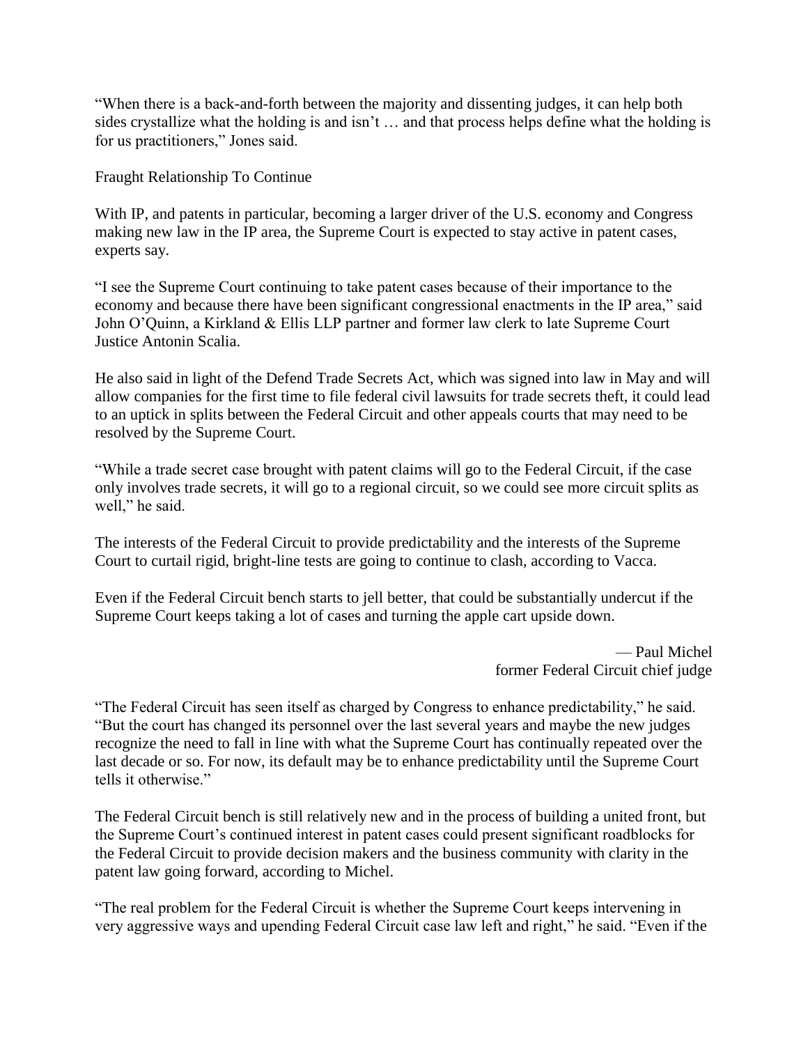"When there is a back-and-forth between the majority and dissenting judges, it can help both sides crystallize what the holding is and isn't … and that process helps define what the holding is for us practitioners," Jones said.

## Fraught Relationship To Continue

With IP, and patents in particular, becoming a larger driver of the U.S. economy and Congress making new law in the IP area, the Supreme Court is expected to stay active in patent cases, experts say.

"I see the Supreme Court continuing to take patent cases because of their importance to the economy and because there have been significant congressional enactments in the IP area," said John O'Quinn, a Kirkland & Ellis LLP partner and former law clerk to late Supreme Court Justice Antonin Scalia.

He also said in light of the Defend Trade Secrets Act, which was signed into law in May and will allow companies for the first time to file federal civil lawsuits for trade secrets theft, it could lead to an uptick in splits between the Federal Circuit and other appeals courts that may need to be resolved by the Supreme Court.

"While a trade secret case brought with patent claims will go to the Federal Circuit, if the case only involves trade secrets, it will go to a regional circuit, so we could see more circuit splits as well," he said.

The interests of the Federal Circuit to provide predictability and the interests of the Supreme Court to curtail rigid, bright-line tests are going to continue to clash, according to Vacca.

> Even if the Federal Circuit bench starts to jell better, that could be substantially undercut if the Supreme Court keeps taking a lot of cases and turning the apple cart upside down.
>
> — Paul Michel
> former Federal Circuit chief judge

"The Federal Circuit has seen itself as charged by Congress to enhance predictability," he said. "But the court has changed its personnel over the last several years and maybe the new judges recognize the need to fall in line with what the Supreme Court has continually repeated over the last decade or so. For now, its default may be to enhance predictability until the Supreme Court tells it otherwise."

The Federal Circuit bench is still relatively new and in the process of building a united front, but the Supreme Court's continued interest in patent cases could present significant roadblocks for the Federal Circuit to provide decision makers and the business community with clarity in the patent law going forward, according to Michel.

"The real problem for the Federal Circuit is whether the Supreme Court keeps intervening in very aggressive ways and upending Federal Circuit case law left and right," he said. "Even if the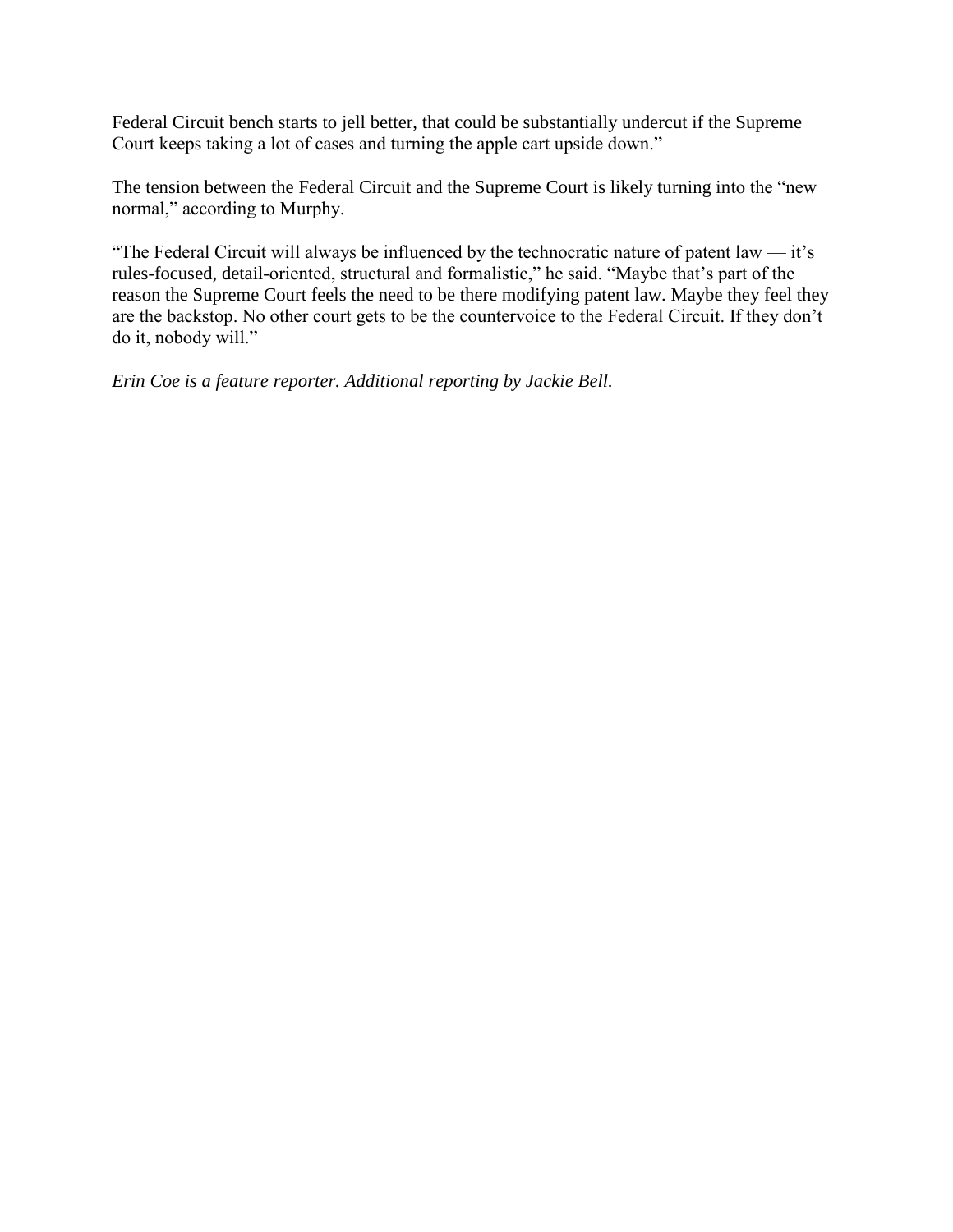Federal Circuit bench starts to jell better, that could be substantially undercut if the Supreme Court keeps taking a lot of cases and turning the apple cart upside down."

The tension between the Federal Circuit and the Supreme Court is likely turning into the "new normal," according to Murphy.

"The Federal Circuit will always be influenced by the technocratic nature of patent law — it's rules-focused, detail-oriented, structural and formalistic," he said. "Maybe that's part of the reason the Supreme Court feels the need to be there modifying patent law. Maybe they feel they are the backstop. No other court gets to be the countervoice to the Federal Circuit. If they don't do it, nobody will."

*Erin Coe is a feature reporter. Additional reporting by Jackie Bell.*